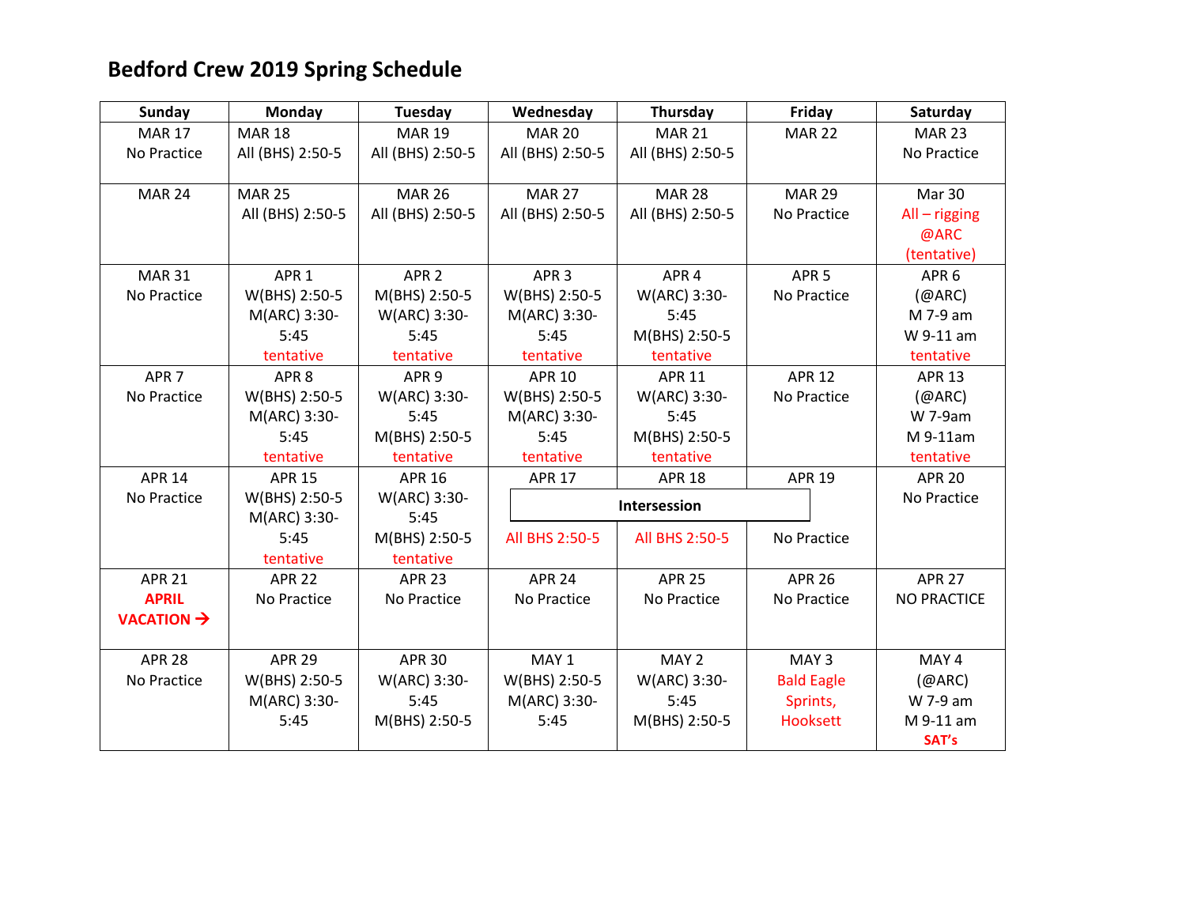# Bedford Crew 2019 Spring Schedule

| Sunday | Monday | Tuesday | Wednesday | Thursday | Friday | Saturday |
|---|---|---|---|---|---|---|
| MAR 17<br>No Practice | MAR 18<br>All (BHS) 2:50-5 | MAR 19<br>All (BHS) 2:50-5 | MAR 20<br>All (BHS) 2:50-5 | MAR 21<br>All (BHS) 2:50-5 | MAR 22 | MAR 23<br>No Practice |
| MAR 24 | MAR 25<br>All (BHS) 2:50-5 | MAR 26<br>All (BHS) 2:50-5 | MAR 27<br>All (BHS) 2:50-5 | MAR 28<br>All (BHS) 2:50-5 | MAR 29<br>No Practice | Mar 30<br>All – rigging @ARC (tentative) |
| MAR 31<br>No Practice | APR 1<br>W(BHS) 2:50-5<br>M(ARC) 3:30-5:45<br>tentative | APR 2<br>M(BHS) 2:50-5<br>W(ARC) 3:30-5:45<br>tentative | APR 3<br>W(BHS) 2:50-5<br>M(ARC) 3:30-5:45<br>tentative | APR 4<br>W(ARC) 3:30-5:45<br>M(BHS) 2:50-5<br>tentative | APR 5<br>No Practice | APR 6<br>(@ARC)<br>M 7-9 am<br>W 9-11 am<br>tentative |
| APR 7<br>No Practice | APR 8<br>W(BHS) 2:50-5<br>M(ARC) 3:30-5:45<br>tentative | APR 9<br>W(ARC) 3:30-5:45<br>M(BHS) 2:50-5<br>tentative | APR 10<br>W(BHS) 2:50-5<br>M(ARC) 3:30-5:45<br>tentative | APR 11<br>W(ARC) 3:30-5:45<br>M(BHS) 2:50-5<br>tentative | APR 12<br>No Practice | APR 13<br>(@ARC)<br>W 7-9am<br>M 9-11am<br>tentative |
| APR 14<br>No Practice | APR 15<br>W(BHS) 2:50-5<br>M(ARC) 3:30-5:45<br>tentative | APR 16<br>W(ARC) 3:30-5:45<br>M(BHS) 2:50-5<br>tentative | APR 17<br>**Intersession**<br>All BHS 2:50-5 | APR 18<br>All BHS 2:50-5 | APR 19<br>No Practice | APR 20<br>No Practice |
| APR 21<br>**APRIL VACATION →** | APR 22<br>No Practice | APR 23<br>No Practice | APR 24<br>No Practice | APR 25<br>No Practice | APR 26<br>No Practice | APR 27<br>NO PRACTICE |
| APR 28<br>No Practice | APR 29<br>W(BHS) 2:50-5<br>M(ARC) 3:30-5:45 | APR 30<br>W(ARC) 3:30-5:45<br>M(BHS) 2:50-5 | MAY 1<br>W(BHS) 2:50-5<br>M(ARC) 3:30-5:45 | MAY 2<br>W(ARC) 3:30-5:45<br>M(BHS) 2:50-5 | MAY 3<br>Bald Eagle Sprints, Hooksett | MAY 4<br>(@ARC)<br>W 7-9 am<br>M 9-11 am<br>**SAT's** |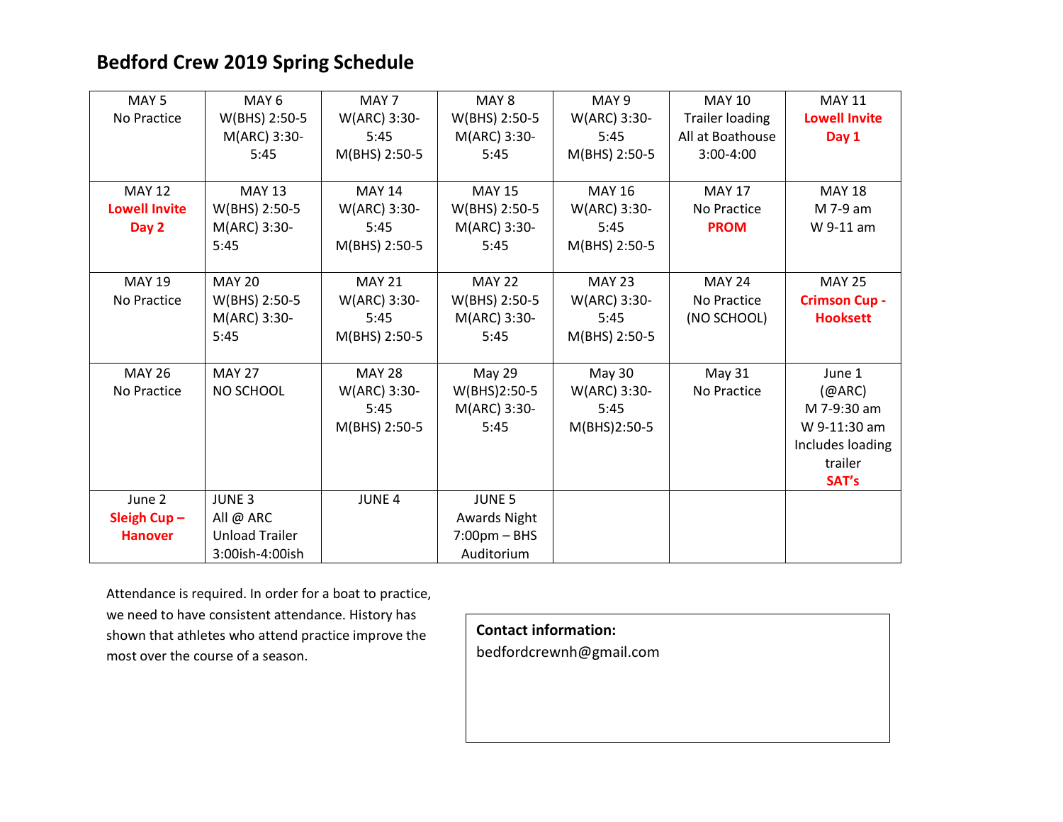# Bedford Crew 2019 Spring Schedule

| MAY 5<br>No Practice | MAY 6<br>W(BHS) 2:50-5<br>M(ARC) 3:30-5:45 | MAY 7<br>W(ARC) 3:30-5:45<br>M(BHS) 2:50-5 | MAY 8<br>W(BHS) 2:50-5<br>M(ARC) 3:30-5:45 | MAY 9<br>W(ARC) 3:30-5:45<br>M(BHS) 2:50-5 | MAY 10<br>Trailer loading<br>All at Boathouse<br>3:00-4:00 | MAY 11<br>**Lowell Invite Day 1** |
|---|---|---|---|---|---|---|
| MAY 12<br>**Lowell Invite Day 2** | MAY 13<br>W(BHS) 2:50-5<br>M(ARC) 3:30-5:45 | MAY 14<br>W(ARC) 3:30-5:45<br>M(BHS) 2:50-5 | MAY 15<br>W(BHS) 2:50-5<br>M(ARC) 3:30-5:45 | MAY 16<br>W(ARC) 3:30-5:45<br>M(BHS) 2:50-5 | MAY 17<br>No Practice<br>**PROM** | MAY 18<br>M 7-9 am<br>W 9-11 am |
| MAY 19<br>No Practice | MAY 20<br>W(BHS) 2:50-5<br>M(ARC) 3:30-5:45 | MAY 21<br>W(ARC) 3:30-5:45<br>M(BHS) 2:50-5 | MAY 22<br>W(BHS) 2:50-5<br>M(ARC) 3:30-5:45 | MAY 23<br>W(ARC) 3:30-5:45<br>M(BHS) 2:50-5 | MAY 24<br>No Practice<br>(NO SCHOOL) | MAY 25<br>**Crimson Cup - Hooksett** |
| MAY 26<br>No Practice | MAY 27<br>NO SCHOOL | MAY 28<br>W(ARC) 3:30-5:45<br>M(BHS) 2:50-5 | May 29<br>W(BHS)2:50-5<br>M(ARC) 3:30-5:45 | May 30<br>W(ARC) 3:30-5:45<br>M(BHS)2:50-5 | May 31<br>No Practice | June 1<br>(@ARC)<br>M 7-9:30 am<br>W 9-11:30 am<br>Includes loading trailer<br>**SAT's** |
| June 2<br>**Sleigh Cup – Hanover** | JUNE 3<br>All @ ARC<br>Unload Trailer<br>3:00ish-4:00ish | JUNE 4 | JUNE 5<br>Awards Night<br>7:00pm – BHS Auditorium | | | |

Attendance is required. In order for a boat to practice, we need to have consistent attendance. History has shown that athletes who attend practice improve the most over the course of a season.

**Contact information:**
bedfordcrewnh@gmail.com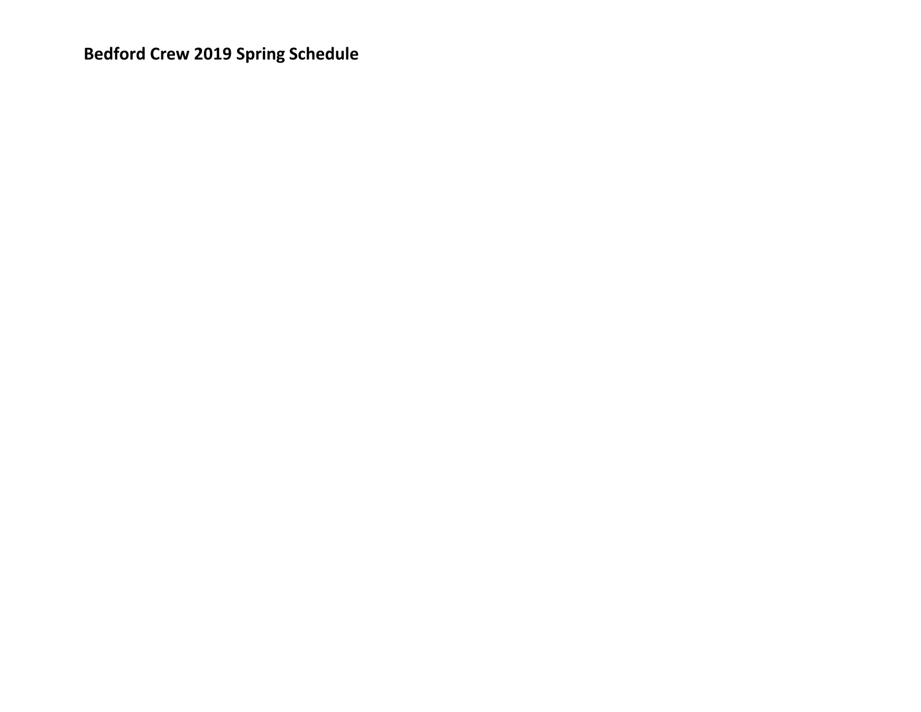**Bedford Crew 2019 Spring Schedule**